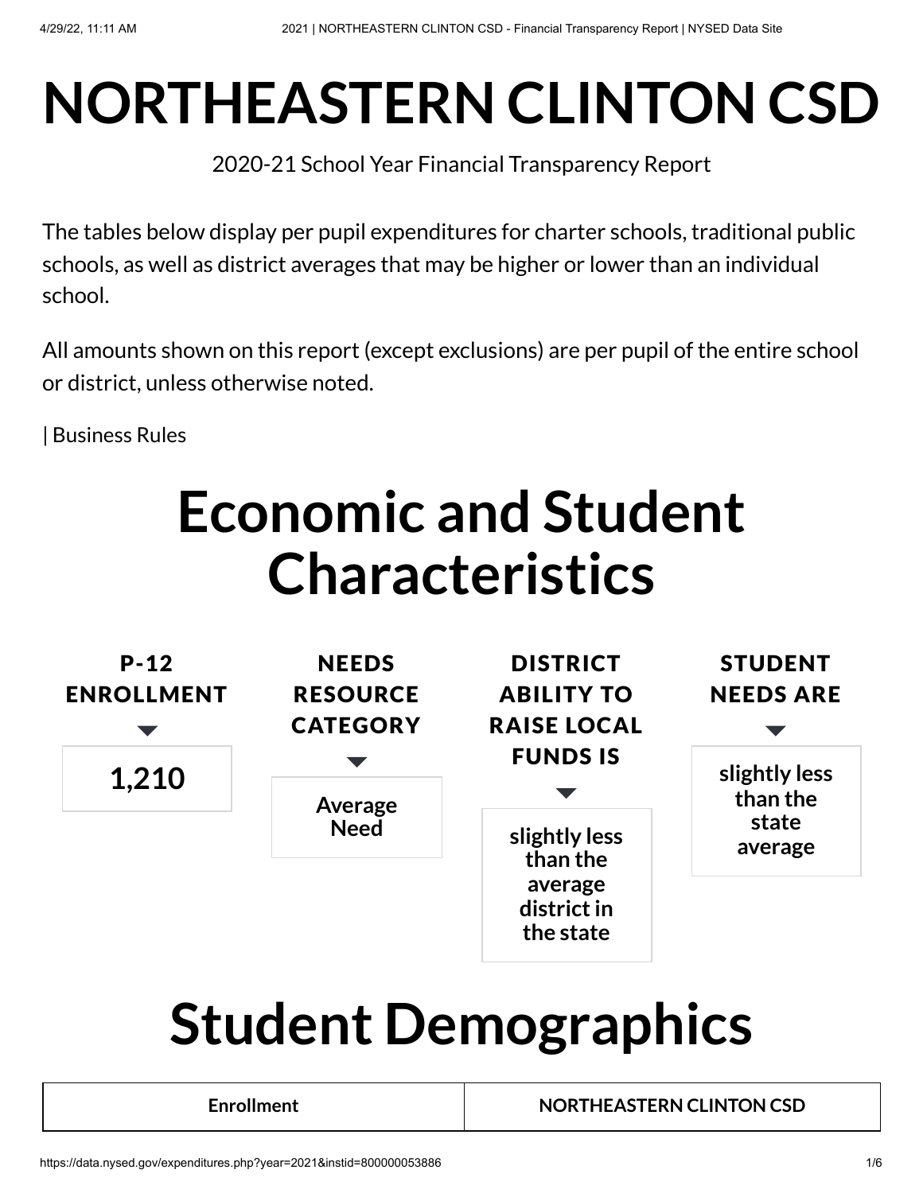# NORTHEASTERN CLINTON CSD

2020-21 School Year Financial Transparency Report

The tables below display per pupil expenditures for charter schools, traditional public schools, as well as district averages that may be higher or lower than an individual school.

All amounts shown on this report (except exclusions) are per pupil of the entire school or district, unless otherwise noted.

| Business Rules

# Economic and Student Characteristics

| P-12 ENROLLMENT | NEEDS RESOURCE CATEGORY | DISTRICT ABILITY TO RAISE LOCAL FUNDS IS | STUDENT NEEDS ARE |
|---|---|---|---|
| 1,210 | Average Need | slightly less than the average district in the state | slightly less than the state average |

# Student Demographics

| Enrollment | NORTHEASTERN CLINTON CSD |
|---|---|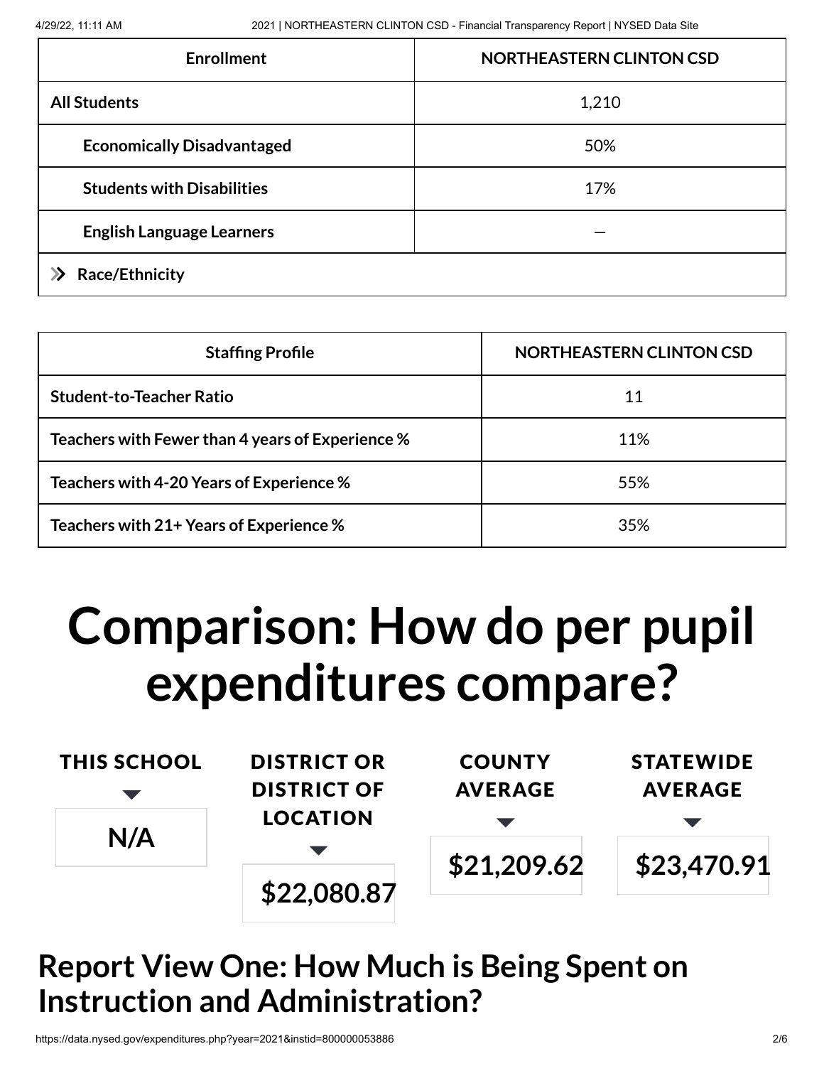| Enrollment | NORTHEASTERN CLINTON CSD |
|---|---|
| **All Students** | 1,210 |
| **Economically Disadvantaged** | 50% |
| **Students with Disabilities** | 17% |
| **English Language Learners** | — |
| **Race/Ethnicity** | |

| Staffing Profile | NORTHEASTERN CLINTON CSD |
|---|---|
| **Student-to-Teacher Ratio** | 11 |
| **Teachers with Fewer than 4 years of Experience %** | 11% |
| **Teachers with 4-20 Years of Experience %** | 55% |
| **Teachers with 21+ Years of Experience %** | 35% |

# Comparison: How do per pupil expenditures compare?

| THIS SCHOOL | DISTRICT OR DISTRICT OF LOCATION | COUNTY AVERAGE | STATEWIDE AVERAGE |
|---|---|---|---|
| N/A | $22,080.87 | $21,209.62 | $23,470.91 |

## Report View One: How Much is Being Spent on Instruction and Administration?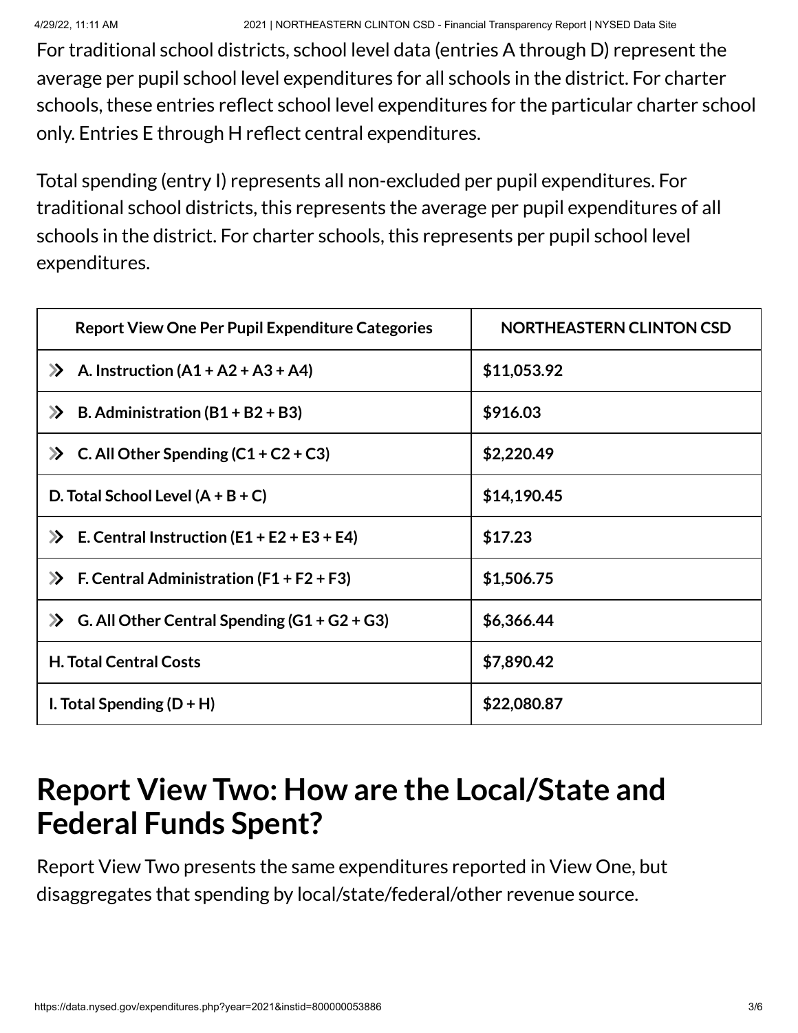For traditional school districts, school level data (entries A through D) represent the average per pupil school level expenditures for all schools in the district. For charter schools, these entries reflect school level expenditures for the particular charter school only. Entries E through H reflect central expenditures.

Total spending (entry I) represents all non-excluded per pupil expenditures. For traditional school districts, this represents the average per pupil expenditures of all schools in the district. For charter schools, this represents per pupil school level expenditures.

| Report View One Per Pupil Expenditure Categories | NORTHEASTERN CLINTON CSD |
| --- | --- |
| » A. Instruction (A1 + A2 + A3 + A4) | $11,053.92 |
| » B. Administration (B1 + B2 + B3) | $916.03 |
| » C. All Other Spending (C1 + C2 + C3) | $2,220.49 |
| D. Total School Level (A + B + C) | $14,190.45 |
| » E. Central Instruction (E1 + E2 + E3 + E4) | $17.23 |
| » F. Central Administration (F1 + F2 + F3) | $1,506.75 |
| » G. All Other Central Spending (G1 + G2 + G3) | $6,366.44 |
| H. Total Central Costs | $7,890.42 |
| I. Total Spending (D + H) | $22,080.87 |

# Report View Two: How are the Local/State and Federal Funds Spent?

Report View Two presents the same expenditures reported in View One, but disaggregates that spending by local/state/federal/other revenue source.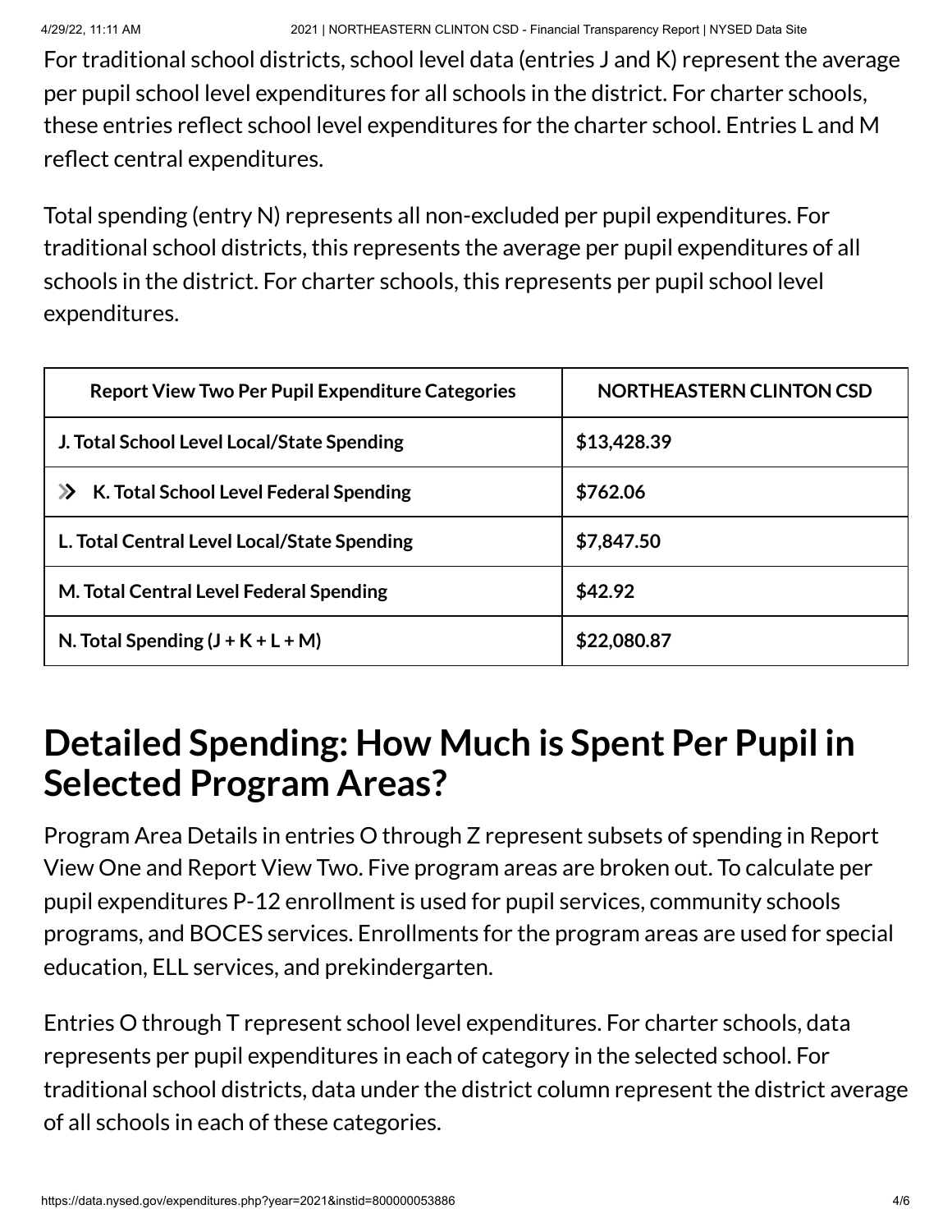For traditional school districts, school level data (entries J and K) represent the average per pupil school level expenditures for all schools in the district. For charter schools, these entries reflect school level expenditures for the charter school. Entries L and M reflect central expenditures.

Total spending (entry N) represents all non-excluded per pupil expenditures. For traditional school districts, this represents the average per pupil expenditures of all schools in the district. For charter schools, this represents per pupil school level expenditures.

| Report View Two Per Pupil Expenditure Categories | NORTHEASTERN CLINTON CSD |
| --- | --- |
| **J. Total School Level Local/State Spending** | **$13,428.39** |
| **K. Total School Level Federal Spending** | **$762.06** |
| **L. Total Central Level Local/State Spending** | **$7,847.50** |
| **M. Total Central Level Federal Spending** | **$42.92** |
| **N. Total Spending (J + K + L + M)** | **$22,080.87** |

# Detailed Spending: How Much is Spent Per Pupil in Selected Program Areas?

Program Area Details in entries O through Z represent subsets of spending in Report View One and Report View Two. Five program areas are broken out. To calculate per pupil expenditures P-12 enrollment is used for pupil services, community schools programs, and BOCES services. Enrollments for the program areas are used for special education, ELL services, and prekindergarten.

Entries O through T represent school level expenditures. For charter schools, data represents per pupil expenditures in each of category in the selected school. For traditional school districts, data under the district column represent the district average of all schools in each of these categories.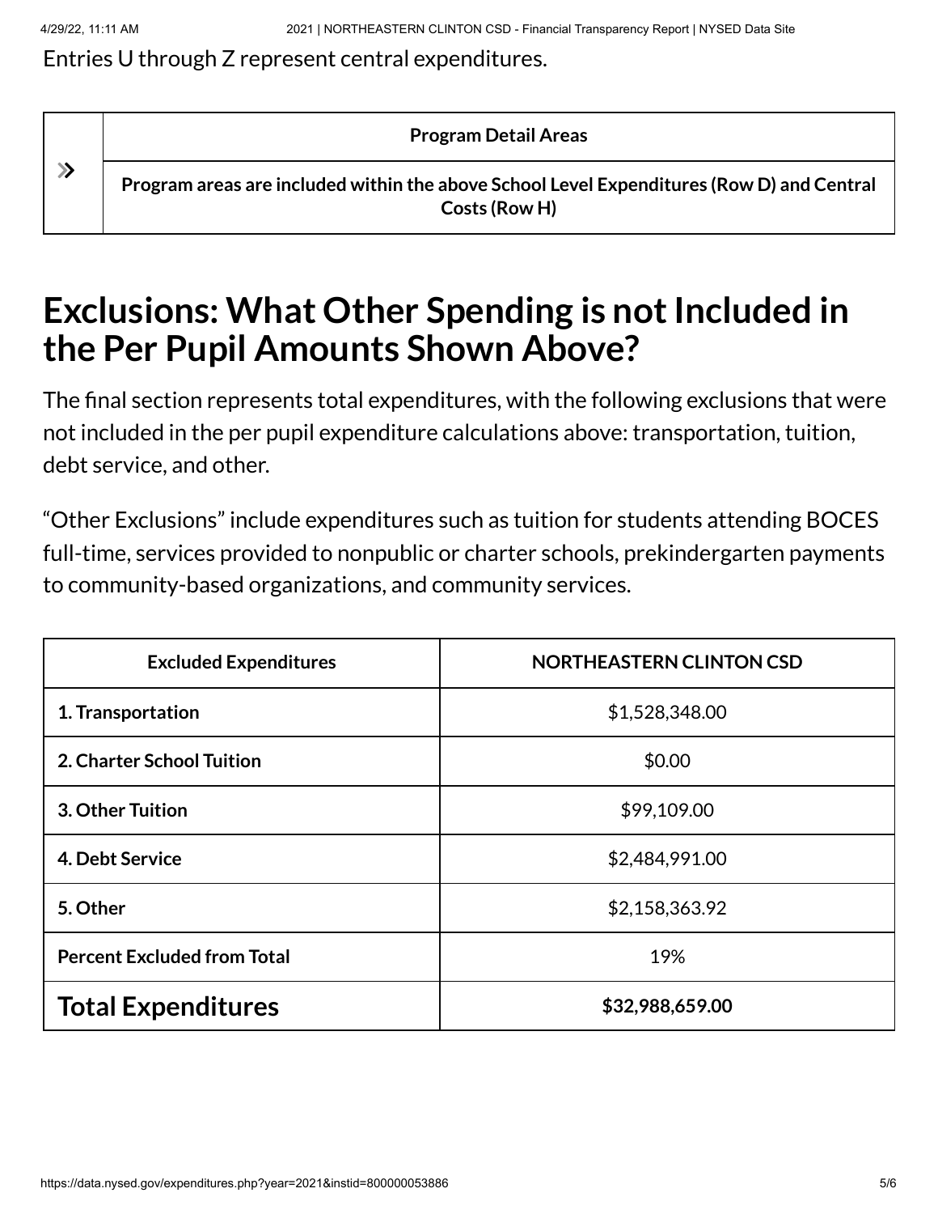Entries U through Z represent central expenditures.

| » | Program Detail Areas |
|---|---|
| | **Program areas are included within the above School Level Expenditures (Row D) and Central Costs (Row H)** |

# Exclusions: What Other Spending is not Included in the Per Pupil Amounts Shown Above?

The final section represents total expenditures, with the following exclusions that were not included in the per pupil expenditure calculations above: transportation, tuition, debt service, and other.

"Other Exclusions" include expenditures such as tuition for students attending BOCES full-time, services provided to nonpublic or charter schools, prekindergarten payments to community-based organizations, and community services.

| Excluded Expenditures | NORTHEASTERN CLINTON CSD |
|---|---|
| **1. Transportation** | $1,528,348.00 |
| **2. Charter School Tuition** | $0.00 |
| **3. Other Tuition** | $99,109.00 |
| **4. Debt Service** | $2,484,991.00 |
| **5. Other** | $2,158,363.92 |
| **Percent Excluded from Total** | 19% |
| **Total Expenditures** | **$32,988,659.00** |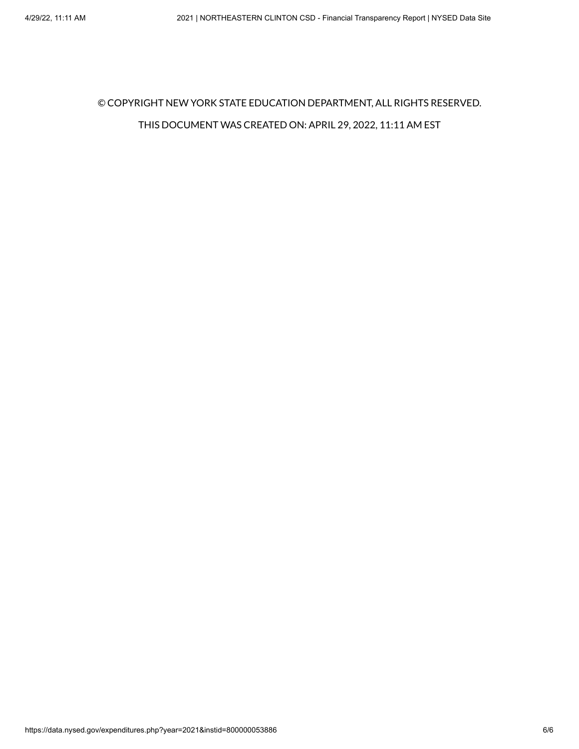© COPYRIGHT NEW YORK STATE EDUCATION DEPARTMENT, ALL RIGHTS RESERVED.

THIS DOCUMENT WAS CREATED ON: APRIL 29, 2022, 11:11 AM EST